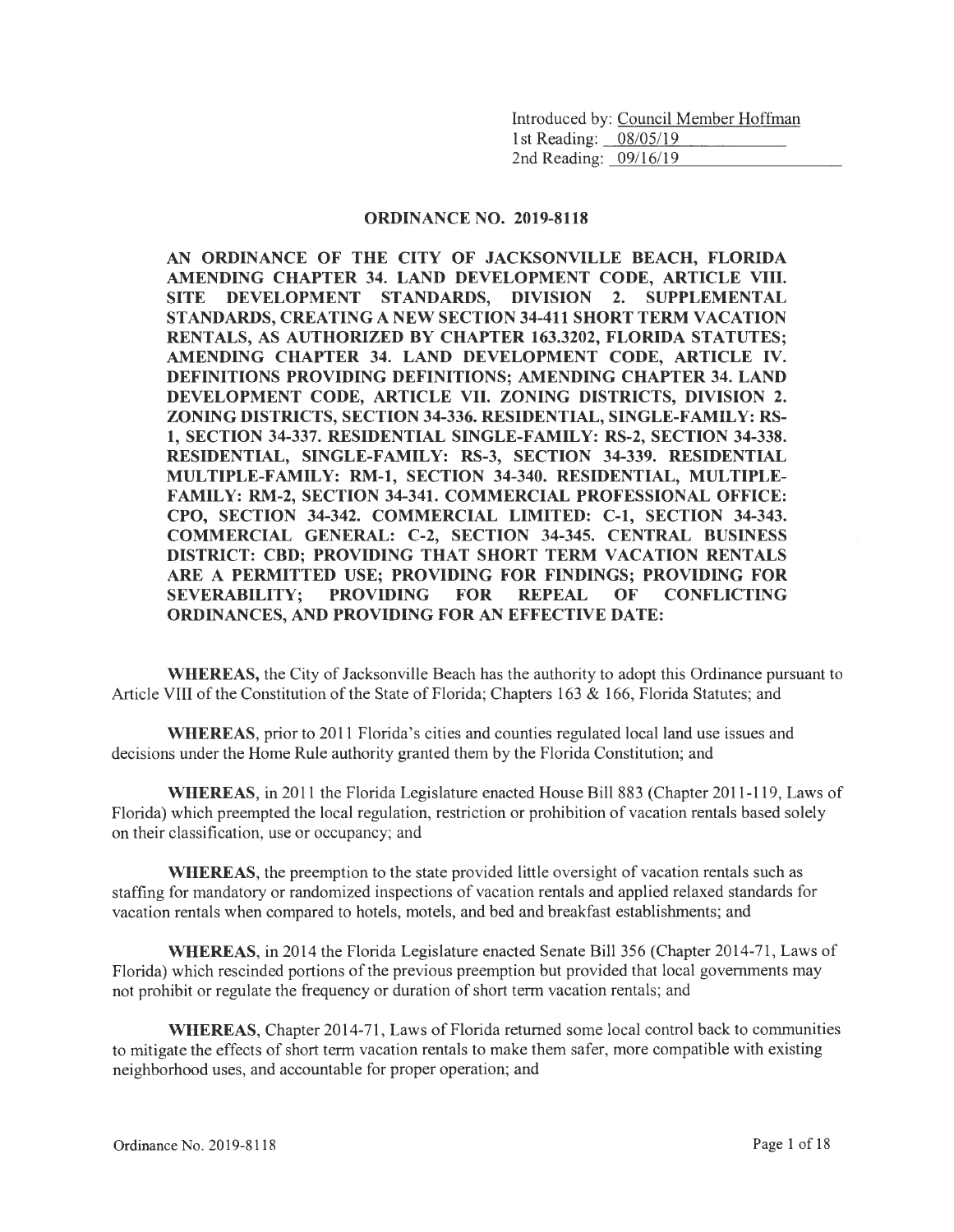Introduced by: Council Member Hoffman
1st Reading: 08/05/19
2nd Reading: 09/16/19

# ORDINANCE NO. 2019-8118

**AN ORDINANCE OF THE CITY OF JACKSONVILLE BEACH, FLORIDA AMENDING CHAPTER 34. LAND DEVELOPMENT CODE, ARTICLE VIII. SITE DEVELOPMENT STANDARDS, DIVISION 2. SUPPLEMENTAL STANDARDS, CREATING A NEW SECTION 34-411 SHORT TERM VACATION RENTALS, AS AUTHORIZED BY CHAPTER 163.3202, FLORIDA STATUTES; AMENDING CHAPTER 34. LAND DEVELOPMENT CODE, ARTICLE IV. DEFINITIONS PROVIDING DEFINITIONS; AMENDING CHAPTER 34. LAND DEVELOPMENT CODE, ARTICLE VII. ZONING DISTRICTS, DIVISION 2. ZONING DISTRICTS, SECTION 34-336. RESIDENTIAL, SINGLE-FAMILY: RS-1, SECTION 34-337. RESIDENTIAL SINGLE-FAMILY: RS-2, SECTION 34-338. RESIDENTIAL, SINGLE-FAMILY: RS-3, SECTION 34-339. RESIDENTIAL MULTIPLE-FAMILY: RM-1, SECTION 34-340. RESIDENTIAL, MULTIPLE-FAMILY: RM-2, SECTION 34-341. COMMERCIAL PROFESSIONAL OFFICE: CPO, SECTION 34-342. COMMERCIAL LIMITED: C-1, SECTION 34-343. COMMERCIAL GENERAL: C-2, SECTION 34-345. CENTRAL BUSINESS DISTRICT: CBD; PROVIDING THAT SHORT TERM VACATION RENTALS ARE A PERMITTED USE; PROVIDING FOR FINDINGS; PROVIDING FOR SEVERABILITY; PROVIDING FOR REPEAL OF CONFLICTING ORDINANCES, AND PROVIDING FOR AN EFFECTIVE DATE:**

**WHEREAS,** the City of Jacksonville Beach has the authority to adopt this Ordinance pursuant to Article VIII of the Constitution of the State of Florida; Chapters 163 & 166, Florida Statutes; and

**WHEREAS**, prior to 2011 Florida's cities and counties regulated local land use issues and decisions under the Home Rule authority granted them by the Florida Constitution; and

**WHEREAS**, in 2011 the Florida Legislature enacted House Bill 883 (Chapter 2011-119, Laws of Florida) which preempted the local regulation, restriction or prohibition of vacation rentals based solely on their classification, use or occupancy; and

**WHEREAS**, the preemption to the state provided little oversight of vacation rentals such as staffing for mandatory or randomized inspections of vacation rentals and applied relaxed standards for vacation rentals when compared to hotels, motels, and bed and breakfast establishments; and

**WHEREAS**, in 2014 the Florida Legislature enacted Senate Bill 356 (Chapter 2014-71, Laws of Florida) which rescinded portions of the previous preemption but provided that local governments may not prohibit or regulate the frequency or duration of short term vacation rentals; and

**WHEREAS**, Chapter 2014-71, Laws of Florida returned some local control back to communities to mitigate the effects of short term vacation rentals to make them safer, more compatible with existing neighborhood uses, and accountable for proper operation; and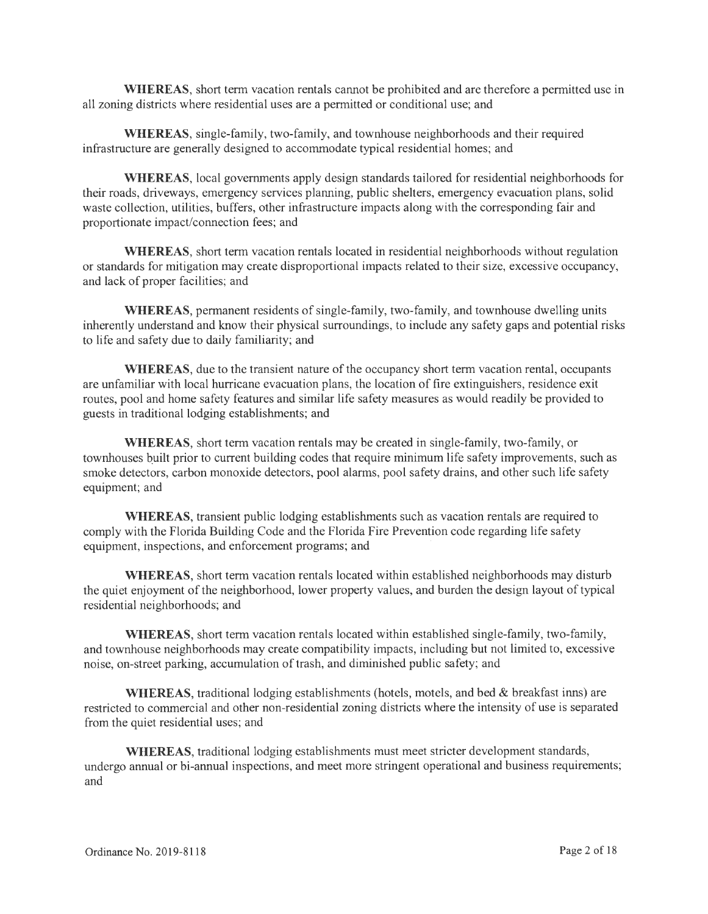**WHEREAS**, short term vacation rentals cannot be prohibited and are therefore a permitted use in all zoning districts where residential uses are a permitted or conditional use; and

**WHEREAS**, single-family, two-family, and townhouse neighborhoods and their required infrastructure are generally designed to accommodate typical residential homes; and

**WHEREAS**, local governments apply design standards tailored for residential neighborhoods for their roads, driveways, emergency services planning, public shelters, emergency evacuation plans, solid waste collection, utilities, buffers, other infrastructure impacts along with the corresponding fair and proportionate impact/connection fees; and

**WHEREAS**, short term vacation rentals located in residential neighborhoods without regulation or standards for mitigation may create disproportional impacts related to their size, excessive occupancy, and lack of proper facilities; and

**WHEREAS**, permanent residents of single-family, two-family, and townhouse dwelling units inherently understand and know their physical surroundings, to include any safety gaps and potential risks to life and safety due to daily familiarity; and

**WHEREAS**, due to the transient nature of the occupancy short term vacation rental, occupants are unfamiliar with local hurricane evacuation plans, the location of fire extinguishers, residence exit routes, pool and home safety features and similar life safety measures as would readily be provided to guests in traditional lodging establishments; and

**WHEREAS**, short term vacation rentals may be created in single-family, two-family, or townhouses built prior to current building codes that require minimum life safety improvements, such as smoke detectors, carbon monoxide detectors, pool alarms, pool safety drains, and other such life safety equipment; and

**WHEREAS**, transient public lodging establishments such as vacation rentals are required to comply with the Florida Building Code and the Florida Fire Prevention code regarding life safety equipment, inspections, and enforcement programs; and

**WHEREAS**, short term vacation rentals located within established neighborhoods may disturb the quiet enjoyment of the neighborhood, lower property values, and burden the design layout of typical residential neighborhoods; and

**WHEREAS**, short term vacation rentals located within established single-family, two-family, and townhouse neighborhoods may create compatibility impacts, including but not limited to, excessive noise, on-street parking, accumulation of trash, and diminished public safety; and

**WHEREAS**, traditional lodging establishments (hotels, motels, and bed & breakfast inns) are restricted to commercial and other non-residential zoning districts where the intensity of use is separated from the quiet residential uses; and

**WHEREAS**, traditional lodging establishments must meet stricter development standards, undergo annual or bi-annual inspections, and meet more stringent operational and business requirements; and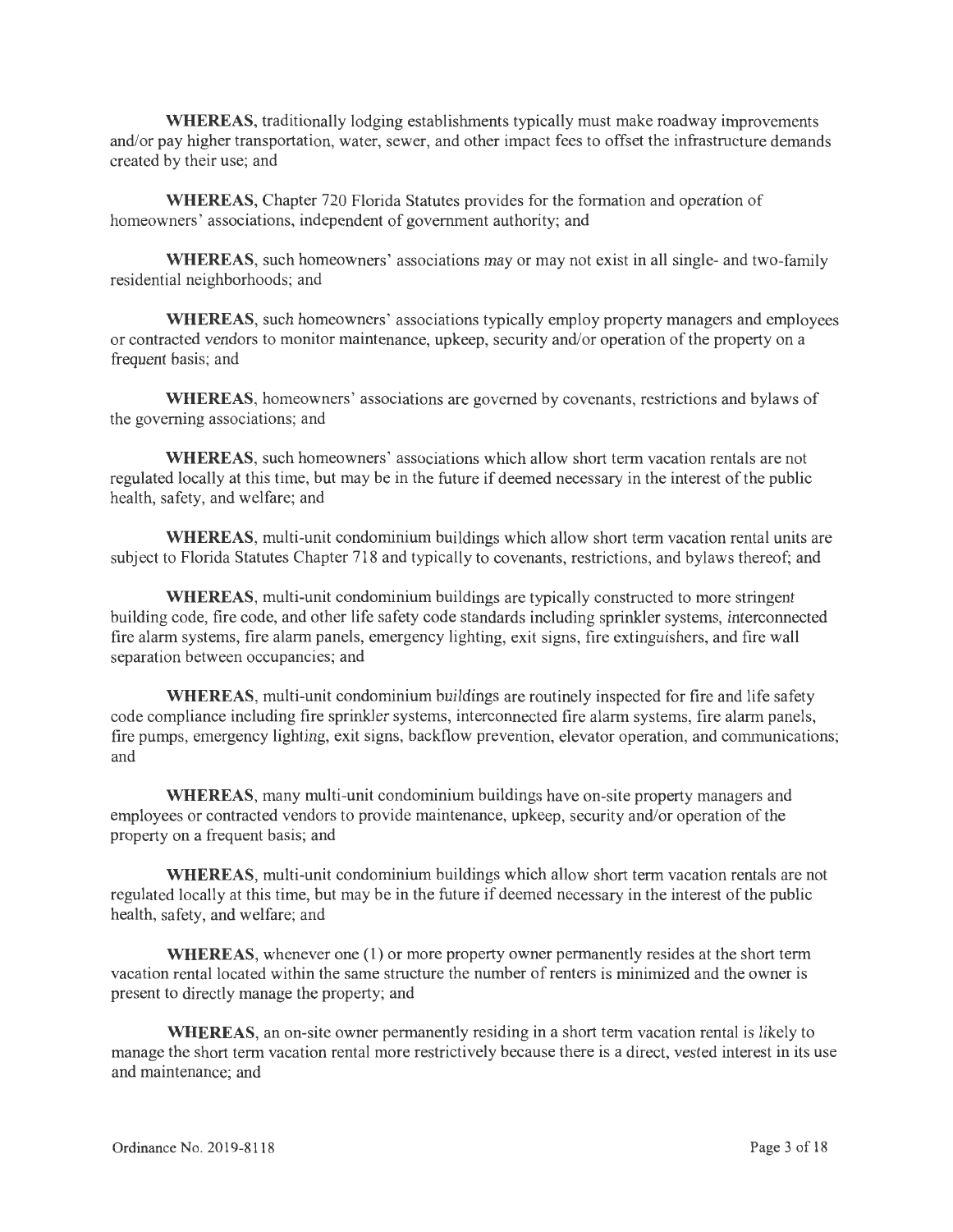**WHEREAS**, traditionally lodging establishments typically must make roadway improvements and/or pay higher transportation, water, sewer, and other impact fees to offset the infrastructure demands created by their use; and

**WHEREAS**, Chapter 720 Florida Statutes provides for the formation and operation of homeowners' associations, independent of government authority; and

**WHEREAS**, such homeowners' associations may or may not exist in all single- and two-family residential neighborhoods; and

**WHEREAS**, such homeowners' associations typically employ property managers and employees or contracted vendors to monitor maintenance, upkeep, security and/or operation of the property on a frequent basis; and

**WHEREAS**, homeowners' associations are governed by covenants, restrictions and bylaws of the governing associations; and

**WHEREAS**, such homeowners' associations which allow short term vacation rentals are not regulated locally at this time, but may be in the future if deemed necessary in the interest of the public health, safety, and welfare; and

**WHEREAS**, multi-unit condominium buildings which allow short term vacation rental units are subject to Florida Statutes Chapter 718 and typically to covenants, restrictions, and bylaws thereof; and

**WHEREAS**, multi-unit condominium buildings are typically constructed to more stringent building code, fire code, and other life safety code standards including sprinkler systems, interconnected fire alarm systems, fire alarm panels, emergency lighting, exit signs, fire extinguishers, and fire wall separation between occupancies; and

**WHEREAS**, multi-unit condominium buildings are routinely inspected for fire and life safety code compliance including fire sprinkler systems, interconnected fire alarm systems, fire alarm panels, fire pumps, emergency lighting, exit signs, backflow prevention, elevator operation, and communications; and

**WHEREAS**, many multi-unit condominium buildings have on-site property managers and employees or contracted vendors to provide maintenance, upkeep, security and/or operation of the property on a frequent basis; and

**WHEREAS**, multi-unit condominium buildings which allow short term vacation rentals are not regulated locally at this time, but may be in the future if deemed necessary in the interest of the public health, safety, and welfare; and

**WHEREAS**, whenever one (1) or more property owner permanently resides at the short term vacation rental located within the same structure the number of renters is minimized and the owner is present to directly manage the property; and

**WHEREAS**, an on-site owner permanently residing in a short term vacation rental is likely to manage the short term vacation rental more restrictively because there is a direct, vested interest in its use and maintenance; and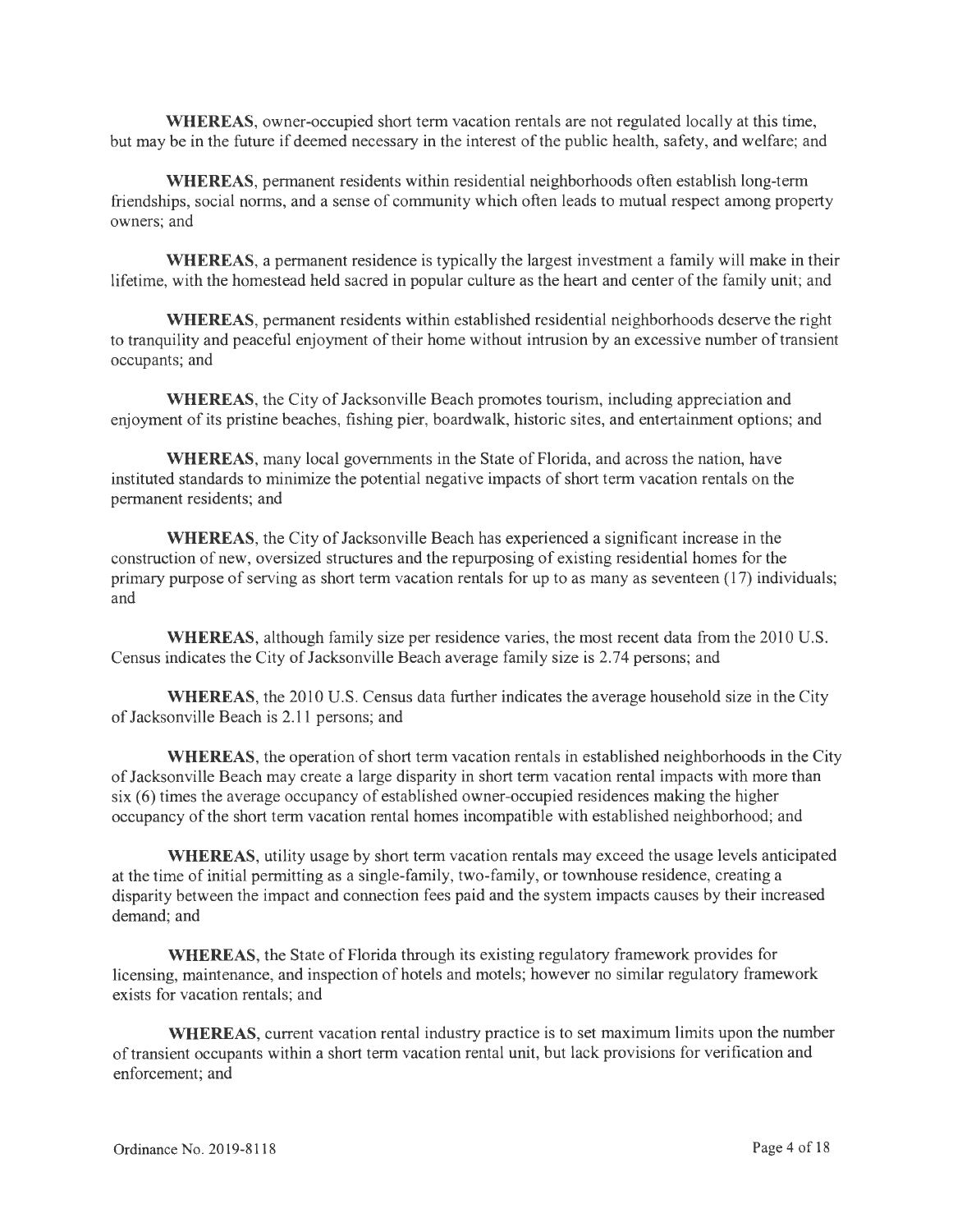**WHEREAS**, owner-occupied short term vacation rentals are not regulated locally at this time, but may be in the future if deemed necessary in the interest of the public health, safety, and welfare; and

**WHEREAS**, permanent residents within residential neighborhoods often establish long-term friendships, social norms, and a sense of community which often leads to mutual respect among property owners; and

**WHEREAS**, a permanent residence is typically the largest investment a family will make in their lifetime, with the homestead held sacred in popular culture as the heart and center of the family unit; and

**WHEREAS**, permanent residents within established residential neighborhoods deserve the right to tranquility and peaceful enjoyment of their home without intrusion by an excessive number of transient occupants; and

**WHEREAS**, the City of Jacksonville Beach promotes tourism, including appreciation and enjoyment of its pristine beaches, fishing pier, boardwalk, historic sites, and entertainment options; and

**WHEREAS**, many local governments in the State of Florida, and across the nation, have instituted standards to minimize the potential negative impacts of short term vacation rentals on the permanent residents; and

**WHEREAS**, the City of Jacksonville Beach has experienced a significant increase in the construction of new, oversized structures and the repurposing of existing residential homes for the primary purpose of serving as short term vacation rentals for up to as many as seventeen (17) individuals; and

**WHEREAS**, although family size per residence varies, the most recent data from the 2010 U.S. Census indicates the City of Jacksonville Beach average family size is 2.74 persons; and

**WHEREAS**, the 2010 U.S. Census data further indicates the average household size in the City of Jacksonville Beach is 2.11 persons; and

**WHEREAS**, the operation of short term vacation rentals in established neighborhoods in the City of Jacksonville Beach may create a large disparity in short term vacation rental impacts with more than six (6) times the average occupancy of established owner-occupied residences making the higher occupancy of the short term vacation rental homes incompatible with established neighborhood; and

**WHEREAS**, utility usage by short term vacation rentals may exceed the usage levels anticipated at the time of initial permitting as a single-family, two-family, or townhouse residence, creating a disparity between the impact and connection fees paid and the system impacts causes by their increased demand; and

**WHEREAS**, the State of Florida through its existing regulatory framework provides for licensing, maintenance, and inspection of hotels and motels; however no similar regulatory framework exists for vacation rentals; and

**WHEREAS**, current vacation rental industry practice is to set maximum limits upon the number of transient occupants within a short term vacation rental unit, but lack provisions for verification and enforcement; and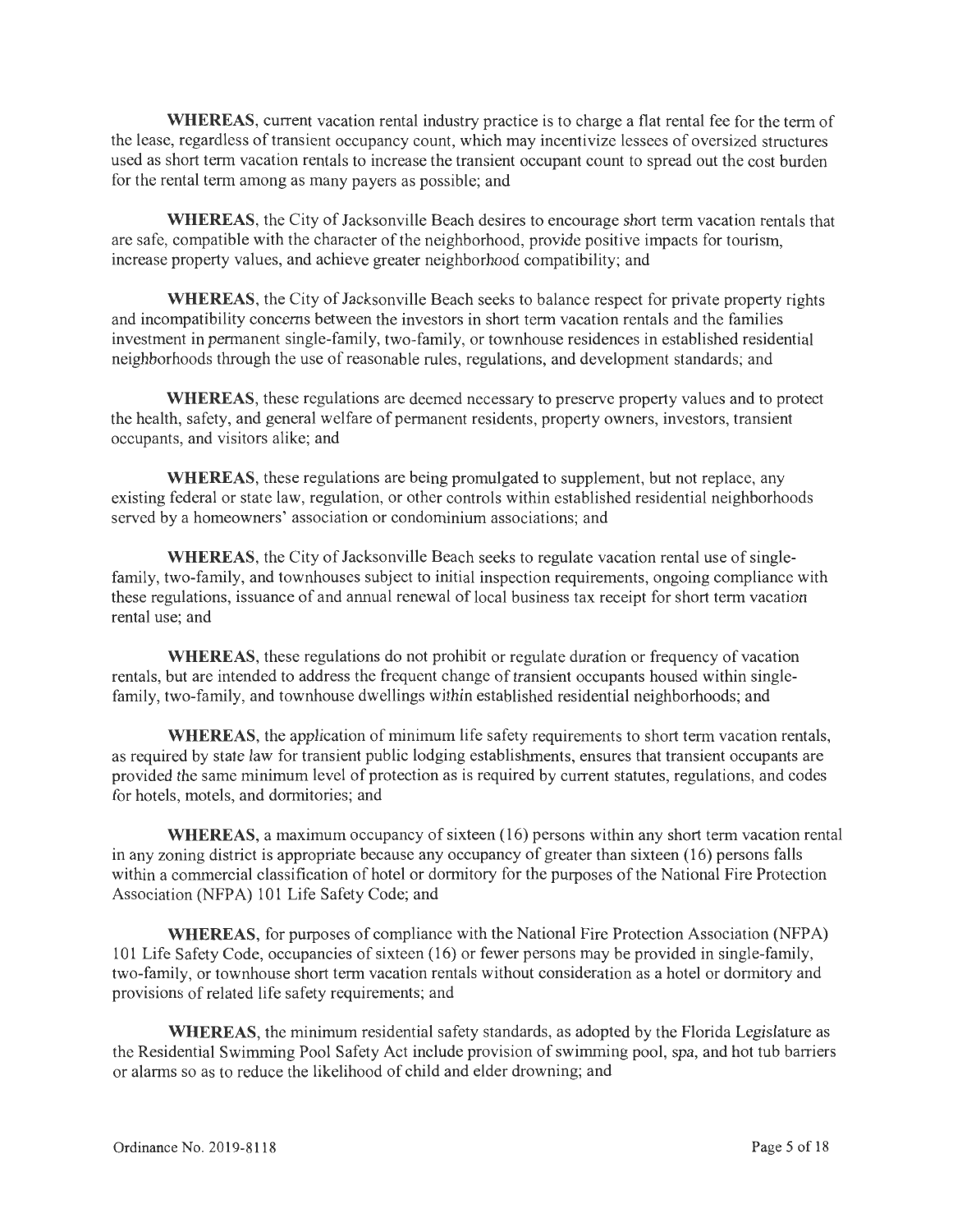**WHEREAS**, current vacation rental industry practice is to charge a flat rental fee for the term of the lease, regardless of transient occupancy count, which may incentivize lessees of oversized structures used as short term vacation rentals to increase the transient occupant count to spread out the cost burden for the rental term among as many payers as possible; and

**WHEREAS**, the City of Jacksonville Beach desires to encourage short term vacation rentals that are safe, compatible with the character of the neighborhood, provide positive impacts for tourism, increase property values, and achieve greater neighborhood compatibility; and

**WHEREAS**, the City of Jacksonville Beach seeks to balance respect for private property rights and incompatibility concerns between the investors in short term vacation rentals and the families investment in permanent single-family, two-family, or townhouse residences in established residential neighborhoods through the use of reasonable rules, regulations, and development standards; and

**WHEREAS**, these regulations are deemed necessary to preserve property values and to protect the health, safety, and general welfare of permanent residents, property owners, investors, transient occupants, and visitors alike; and

**WHEREAS**, these regulations are being promulgated to supplement, but not replace, any existing federal or state law, regulation, or other controls within established residential neighborhoods served by a homeowners' association or condominium associations; and

**WHEREAS**, the City of Jacksonville Beach seeks to regulate vacation rental use of single-family, two-family, and townhouses subject to initial inspection requirements, ongoing compliance with these regulations, issuance of and annual renewal of local business tax receipt for short term vacation rental use; and

**WHEREAS**, these regulations do not prohibit or regulate duration or frequency of vacation rentals, but are intended to address the frequent change of transient occupants housed within single-family, two-family, and townhouse dwellings within established residential neighborhoods; and

**WHEREAS**, the application of minimum life safety requirements to short term vacation rentals, as required by state law for transient public lodging establishments, ensures that transient occupants are provided the same minimum level of protection as is required by current statutes, regulations, and codes for hotels, motels, and dormitories; and

**WHEREAS**, a maximum occupancy of sixteen (16) persons within any short term vacation rental in any zoning district is appropriate because any occupancy of greater than sixteen (16) persons falls within a commercial classification of hotel or dormitory for the purposes of the National Fire Protection Association (NFPA) 101 Life Safety Code; and

**WHEREAS**, for purposes of compliance with the National Fire Protection Association (NFPA) 101 Life Safety Code, occupancies of sixteen (16) or fewer persons may be provided in single-family, two-family, or townhouse short term vacation rentals without consideration as a hotel or dormitory and provisions of related life safety requirements; and

**WHEREAS**, the minimum residential safety standards, as adopted by the Florida Legislature as the Residential Swimming Pool Safety Act include provision of swimming pool, spa, and hot tub barriers or alarms so as to reduce the likelihood of child and elder drowning; and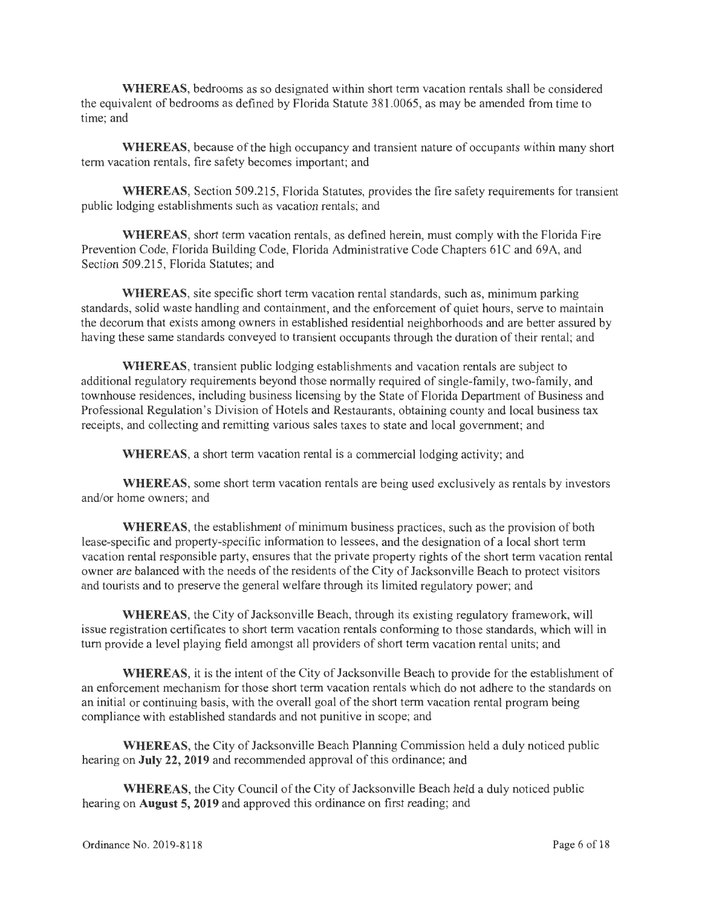**WHEREAS**, bedrooms as so designated within short term vacation rentals shall be considered the equivalent of bedrooms as defined by Florida Statute 381.0065, as may be amended from time to time; and

**WHEREAS**, because of the high occupancy and transient nature of occupants within many short term vacation rentals, fire safety becomes important; and

**WHEREAS**, Section 509.215, Florida Statutes, provides the fire safety requirements for transient public lodging establishments such as vacation rentals; and

**WHEREAS**, short term vacation rentals, as defined herein, must comply with the Florida Fire Prevention Code, Florida Building Code, Florida Administrative Code Chapters 61C and 69A, and Section 509.215, Florida Statutes; and

**WHEREAS**, site specific short term vacation rental standards, such as, minimum parking standards, solid waste handling and containment, and the enforcement of quiet hours, serve to maintain the decorum that exists among owners in established residential neighborhoods and are better assured by having these same standards conveyed to transient occupants through the duration of their rental; and

**WHEREAS**, transient public lodging establishments and vacation rentals are subject to additional regulatory requirements beyond those normally required of single-family, two-family, and townhouse residences, including business licensing by the State of Florida Department of Business and Professional Regulation's Division of Hotels and Restaurants, obtaining county and local business tax receipts, and collecting and remitting various sales taxes to state and local government; and

**WHEREAS**, a short term vacation rental is a commercial lodging activity; and

**WHEREAS**, some short term vacation rentals are being used exclusively as rentals by investors and/or home owners; and

**WHEREAS**, the establishment of minimum business practices, such as the provision of both lease-specific and property-specific information to lessees, and the designation of a local short term vacation rental responsible party, ensures that the private property rights of the short term vacation rental owner are balanced with the needs of the residents of the City of Jacksonville Beach to protect visitors and tourists and to preserve the general welfare through its limited regulatory power; and

**WHEREAS**, the City of Jacksonville Beach, through its existing regulatory framework, will issue registration certificates to short term vacation rentals conforming to those standards, which will in turn provide a level playing field amongst all providers of short term vacation rental units; and

**WHEREAS**, it is the intent of the City of Jacksonville Beach to provide for the establishment of an enforcement mechanism for those short term vacation rentals which do not adhere to the standards on an initial or continuing basis, with the overall goal of the short term vacation rental program being compliance with established standards and not punitive in scope; and

**WHEREAS**, the City of Jacksonville Beach Planning Commission held a duly noticed public hearing on **July 22, 2019** and recommended approval of this ordinance; and

**WHEREAS**, the City Council of the City of Jacksonville Beach held a duly noticed public hearing on **August 5, 2019** and approved this ordinance on first reading; and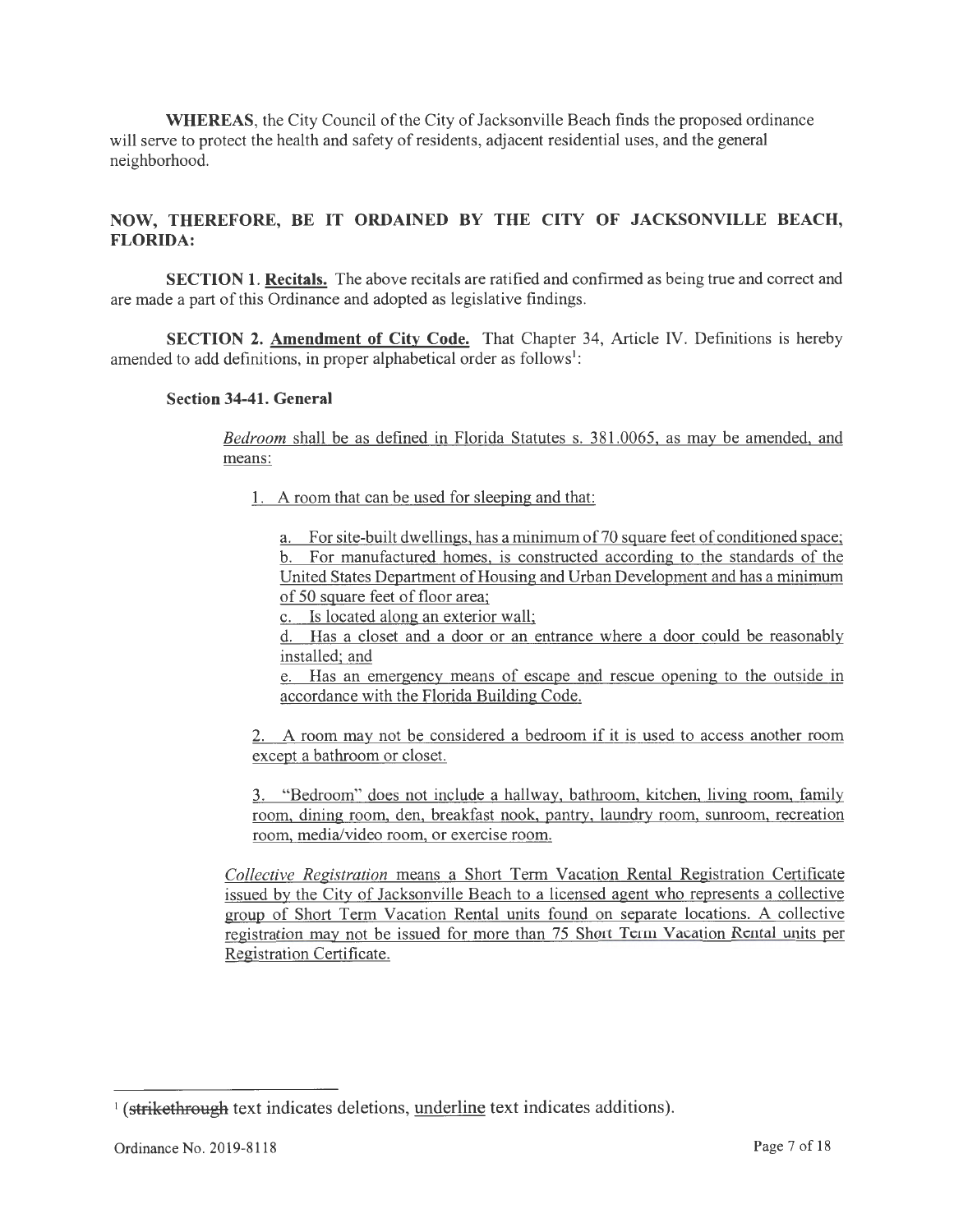**WHEREAS**, the City Council of the City of Jacksonville Beach finds the proposed ordinance will serve to protect the health and safety of residents, adjacent residential uses, and the general neighborhood.

**NOW, THEREFORE, BE IT ORDAINED BY THE CITY OF JACKSONVILLE BEACH, FLORIDA:**

**SECTION 1. Recitals.** The above recitals are ratified and confirmed as being true and correct and are made a part of this Ordinance and adopted as legislative findings.

**SECTION 2. Amendment of City Code.** That Chapter 34, Article IV. Definitions is hereby amended to add definitions, in proper alphabetical order as follows[1]:

**Section 34-41. General**

*Bedroom* shall be as defined in Florida Statutes s. 381.0065, as may be amended, and means:

1. A room that can be used for sleeping and that:

   a. For site-built dwellings, has a minimum of 70 square feet of conditioned space;
   b. For manufactured homes, is constructed according to the standards of the United States Department of Housing and Urban Development and has a minimum of 50 square feet of floor area;
   c. Is located along an exterior wall;
   d. Has a closet and a door or an entrance where a door could be reasonably installed; and
   e. Has an emergency means of escape and rescue opening to the outside in accordance with the Florida Building Code.

2. A room may not be considered a bedroom if it is used to access another room except a bathroom or closet.

3. "Bedroom" does not include a hallway, bathroom, kitchen, living room, family room, dining room, den, breakfast nook, pantry, laundry room, sunroom, recreation room, media/video room, or exercise room.

*Collective Registration* means a Short Term Vacation Rental Registration Certificate issued by the City of Jacksonville Beach to a licensed agent who represents a collective group of Short Term Vacation Rental units found on separate locations. A collective registration may not be issued for more than 75 Short Term Vacation Rental units per Registration Certificate.

---

[1] (~~strikethrough~~ text indicates deletions, underline text indicates additions).

Ordinance No. 2019-8118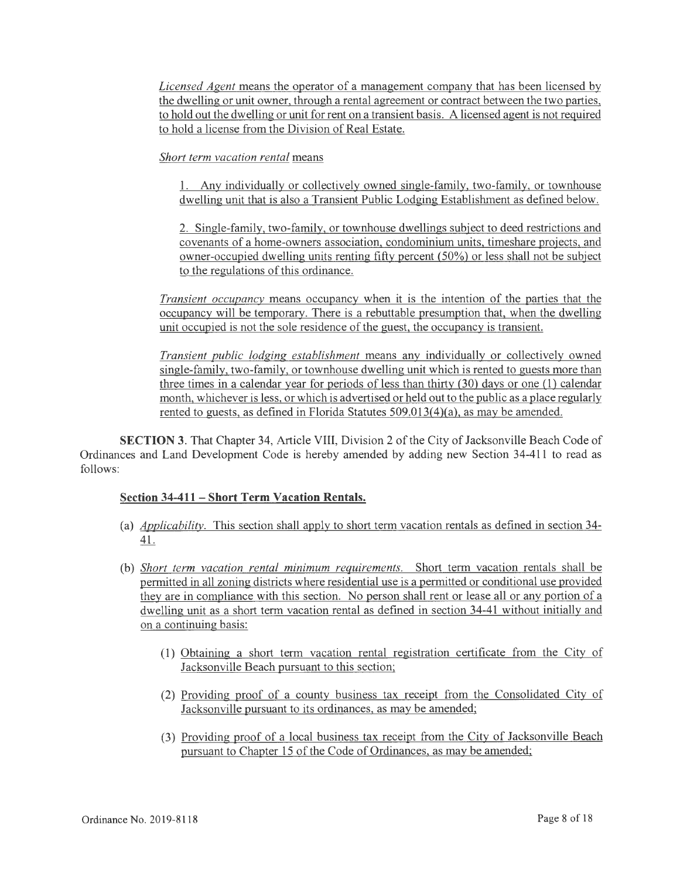*Licensed Agent* means the operator of a management company that has been licensed by the dwelling or unit owner, through a rental agreement or contract between the two parties, to hold out the dwelling or unit for rent on a transient basis. A licensed agent is not required to hold a license from the Division of Real Estate.

*Short term vacation rental* means

1. Any individually or collectively owned single-family, two-family, or townhouse dwelling unit that is also a Transient Public Lodging Establishment as defined below.

2. Single-family, two-family, or townhouse dwellings subject to deed restrictions and covenants of a home-owners association, condominium units, timeshare projects, and owner-occupied dwelling units renting fifty percent (50%) or less shall not be subject to the regulations of this ordinance.

*Transient occupancy* means occupancy when it is the intention of the parties that the occupancy will be temporary. There is a rebuttable presumption that, when the dwelling unit occupied is not the sole residence of the guest, the occupancy is transient.

*Transient public lodging establishment* means any individually or collectively owned single-family, two-family, or townhouse dwelling unit which is rented to guests more than three times in a calendar year for periods of less than thirty (30) days or one (1) calendar month, whichever is less, or which is advertised or held out to the public as a place regularly rented to guests, as defined in Florida Statutes 509.013(4)(a), as may be amended.

**SECTION 3.** That Chapter 34, Article VIII, Division 2 of the City of Jacksonville Beach Code of Ordinances and Land Development Code is hereby amended by adding new Section 34-411 to read as follows:

**Section 34-411 – Short Term Vacation Rentals.**

(a) *Applicability.* This section shall apply to short term vacation rentals as defined in section 34-41.

(b) *Short term vacation rental minimum requirements.* Short term vacation rentals shall be permitted in all zoning districts where residential use is a permitted or conditional use provided they are in compliance with this section. No person shall rent or lease all or any portion of a dwelling unit as a short term vacation rental as defined in section 34-41 without initially and on a continuing basis:

   (1) Obtaining a short term vacation rental registration certificate from the City of Jacksonville Beach pursuant to this section;

   (2) Providing proof of a county business tax receipt from the Consolidated City of Jacksonville pursuant to its ordinances, as may be amended;

   (3) Providing proof of a local business tax receipt from the City of Jacksonville Beach pursuant to Chapter 15 of the Code of Ordinances, as may be amended;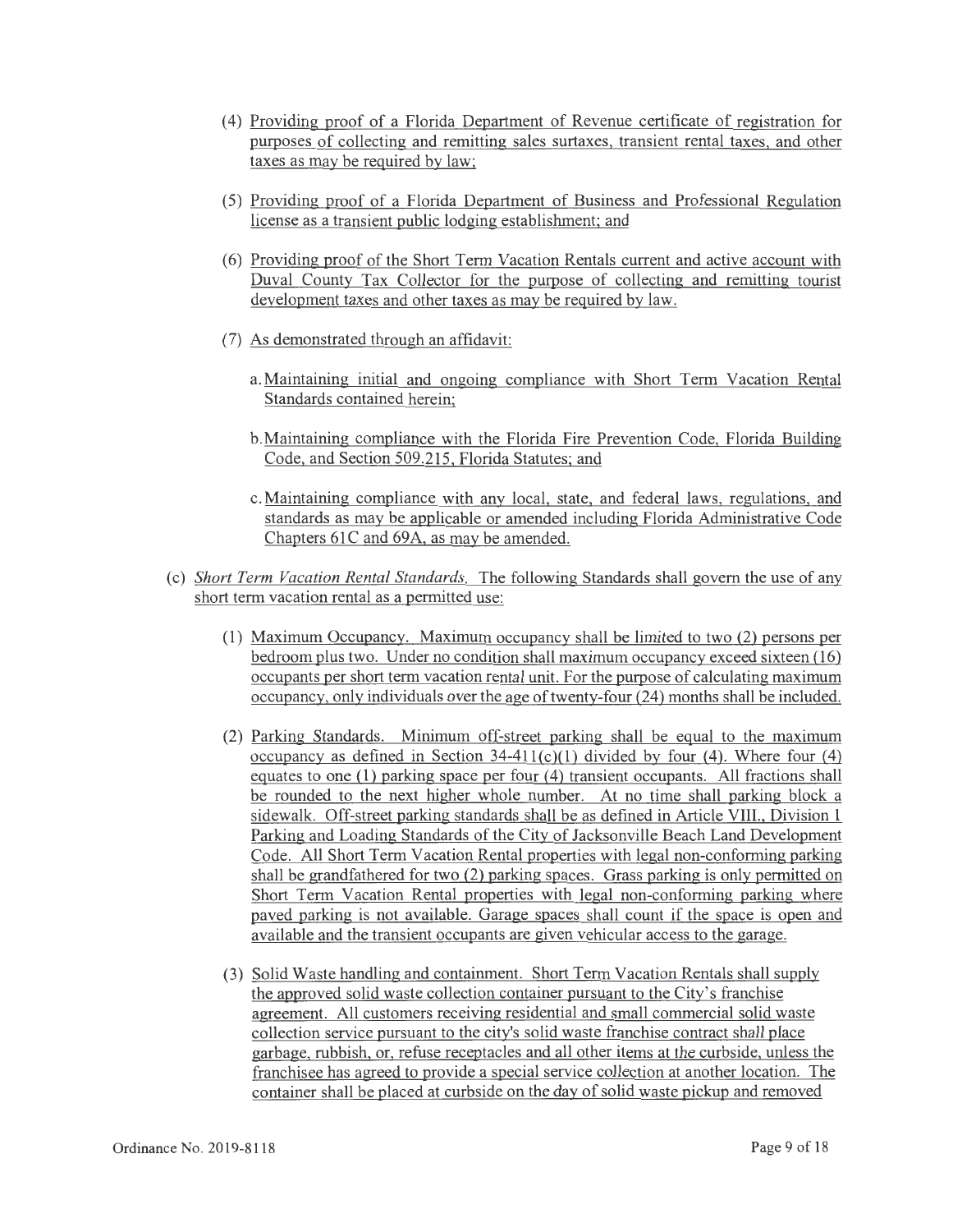(4) Providing proof of a Florida Department of Revenue certificate of registration for purposes of collecting and remitting sales surtaxes, transient rental taxes, and other taxes as may be required by law;

(5) Providing proof of a Florida Department of Business and Professional Regulation license as a transient public lodging establishment; and

(6) Providing proof of the Short Term Vacation Rentals current and active account with Duval County Tax Collector for the purpose of collecting and remitting tourist development taxes and other taxes as may be required by law.

(7) As demonstrated through an affidavit:

a. Maintaining initial and ongoing compliance with Short Term Vacation Rental Standards contained herein;

b. Maintaining compliance with the Florida Fire Prevention Code, Florida Building Code, and Section 509.215, Florida Statutes; and

c. Maintaining compliance with any local, state, and federal laws, regulations, and standards as may be applicable or amended including Florida Administrative Code Chapters 61C and 69A, as may be amended.

(c) *Short Term Vacation Rental Standards.* The following Standards shall govern the use of any short term vacation rental as a permitted use:

(1) Maximum Occupancy. Maximum occupancy shall be limited to two (2) persons per bedroom plus two. Under no condition shall maximum occupancy exceed sixteen (16) occupants per short term vacation rental unit. For the purpose of calculating maximum occupancy, only individuals over the age of twenty-four (24) months shall be included.

(2) Parking Standards. Minimum off-street parking shall be equal to the maximum occupancy as defined in Section 34-411(c)(1) divided by four (4). Where four (4) equates to one (1) parking space per four (4) transient occupants. All fractions shall be rounded to the next higher whole number. At no time shall parking block a sidewalk. Off-street parking standards shall be as defined in Article VIII., Division 1 Parking and Loading Standards of the City of Jacksonville Beach Land Development Code. All Short Term Vacation Rental properties with legal non-conforming parking shall be grandfathered for two (2) parking spaces. Grass parking is only permitted on Short Term Vacation Rental properties with legal non-conforming parking where paved parking is not available. Garage spaces shall count if the space is open and available and the transient occupants are given vehicular access to the garage.

(3) Solid Waste handling and containment. Short Term Vacation Rentals shall supply the approved solid waste collection container pursuant to the City's franchise agreement. All customers receiving residential and small commercial solid waste collection service pursuant to the city's solid waste franchise contract shall place garbage, rubbish, or, refuse receptacles and all other items at the curbside, unless the franchisee has agreed to provide a special service collection at another location. The container shall be placed at curbside on the day of solid waste pickup and removed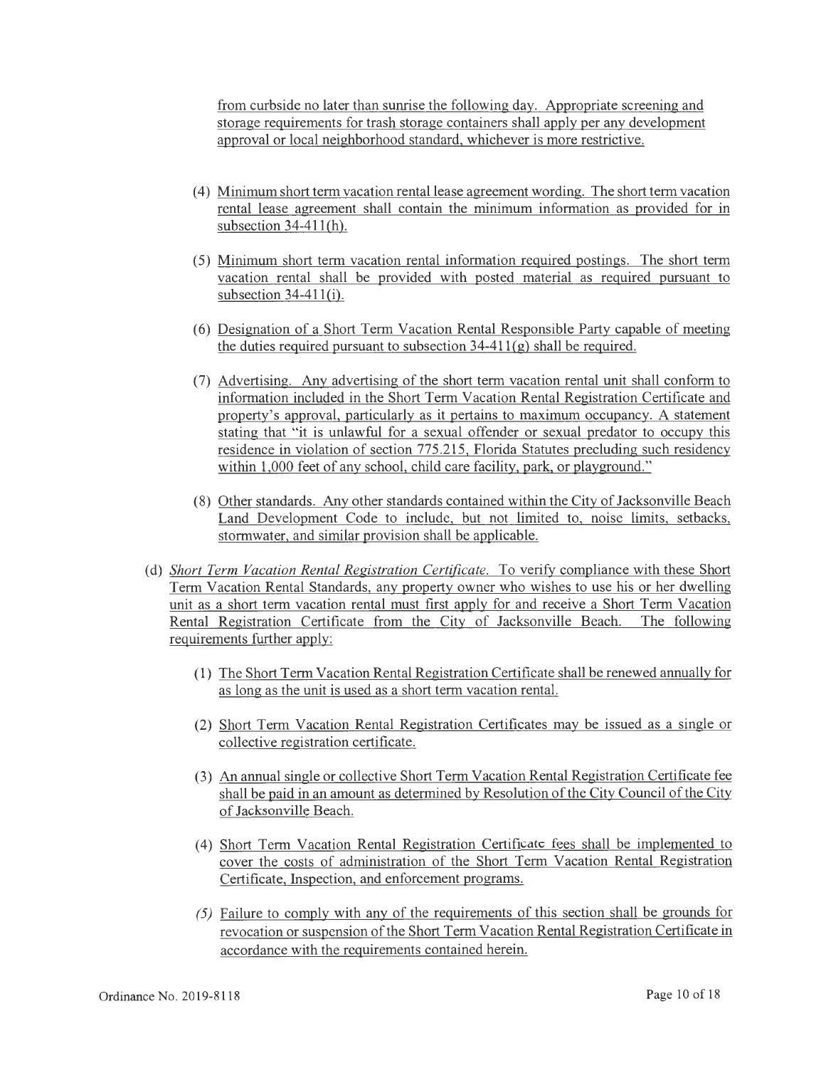from curbside no later than sunrise the following day. Appropriate screening and storage requirements for trash storage containers shall apply per any development approval or local neighborhood standard, whichever is more restrictive.

(4) Minimum short term vacation rental lease agreement wording. The short term vacation rental lease agreement shall contain the minimum information as provided for in subsection 34-411(h).

(5) Minimum short term vacation rental information required postings. The short term vacation rental shall be provided with posted material as required pursuant to subsection 34-411(i).

(6) Designation of a Short Term Vacation Rental Responsible Party capable of meeting the duties required pursuant to subsection 34-411(g) shall be required.

(7) Advertising. Any advertising of the short term vacation rental unit shall conform to information included in the Short Term Vacation Rental Registration Certificate and property's approval, particularly as it pertains to maximum occupancy. A statement stating that "it is unlawful for a sexual offender or sexual predator to occupy this residence in violation of section 775.215, Florida Statutes precluding such residency within 1,000 feet of any school, child care facility, park, or playground."

(8) Other standards. Any other standards contained within the City of Jacksonville Beach Land Development Code to include, but not limited to, noise limits, setbacks, stormwater, and similar provision shall be applicable.

(d) *Short Term Vacation Rental Registration Certificate.* To verify compliance with these Short Term Vacation Rental Standards, any property owner who wishes to use his or her dwelling unit as a short term vacation rental must first apply for and receive a Short Term Vacation Rental Registration Certificate from the City of Jacksonville Beach. The following requirements further apply:

(1) The Short Term Vacation Rental Registration Certificate shall be renewed annually for as long as the unit is used as a short term vacation rental.

(2) Short Term Vacation Rental Registration Certificates may be issued as a single or collective registration certificate.

(3) An annual single or collective Short Term Vacation Rental Registration Certificate fee shall be paid in an amount as determined by Resolution of the City Council of the City of Jacksonville Beach.

(4) Short Term Vacation Rental Registration Certificate fees shall be implemented to cover the costs of administration of the Short Term Vacation Rental Registration Certificate, Inspection, and enforcement programs.

(5) Failure to comply with any of the requirements of this section shall be grounds for revocation or suspension of the Short Term Vacation Rental Registration Certificate in accordance with the requirements contained herein.

Ordinance No. 2019-8118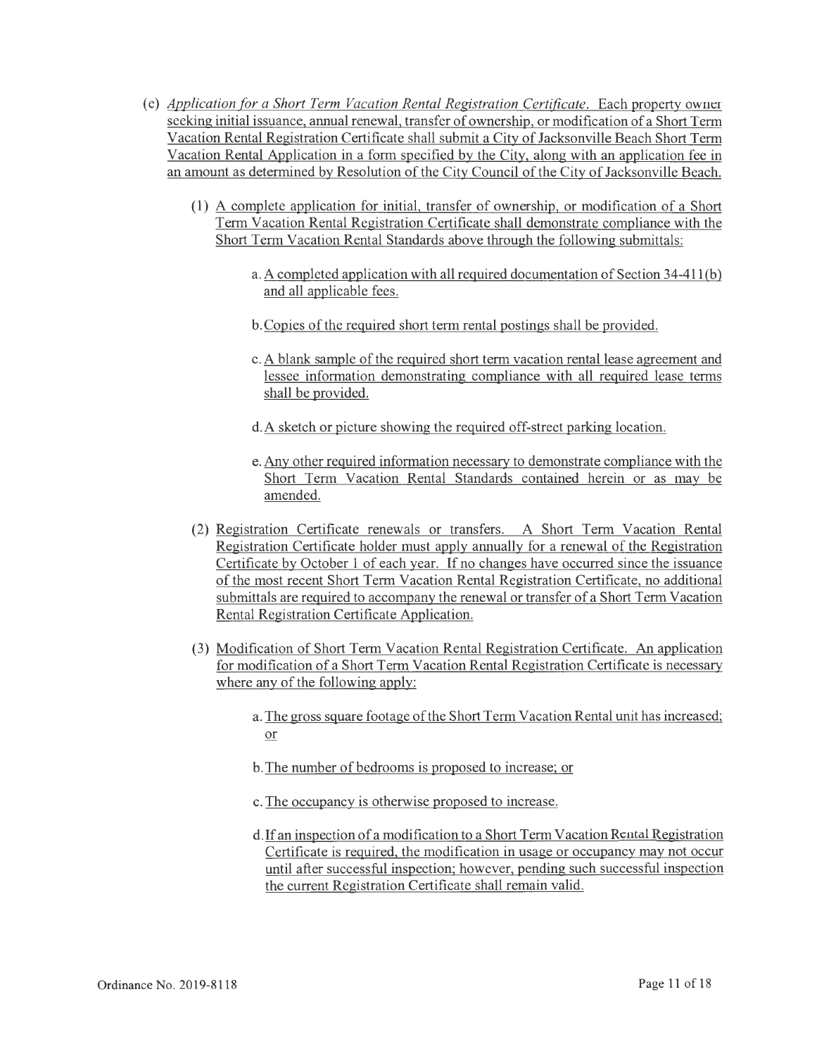(c) *Application for a Short Term Vacation Rental Registration Certificate*. Each property owner seeking initial issuance, annual renewal, transfer of ownership, or modification of a Short Term Vacation Rental Registration Certificate shall submit a City of Jacksonville Beach Short Term Vacation Rental Application in a form specified by the City, along with an application fee in an amount as determined by Resolution of the City Council of the City of Jacksonville Beach.

(1) A complete application for initial, transfer of ownership, or modification of a Short Term Vacation Rental Registration Certificate shall demonstrate compliance with the Short Term Vacation Rental Standards above through the following submittals:

a. A completed application with all required documentation of Section 34-411(b) and all applicable fees.

b. Copies of the required short term rental postings shall be provided.

c. A blank sample of the required short term vacation rental lease agreement and lessee information demonstrating compliance with all required lease terms shall be provided.

d. A sketch or picture showing the required off-street parking location.

e. Any other required information necessary to demonstrate compliance with the Short Term Vacation Rental Standards contained herein or as may be amended.

(2) Registration Certificate renewals or transfers. A Short Term Vacation Rental Registration Certificate holder must apply annually for a renewal of the Registration Certificate by October 1 of each year. If no changes have occurred since the issuance of the most recent Short Term Vacation Rental Registration Certificate, no additional submittals are required to accompany the renewal or transfer of a Short Term Vacation Rental Registration Certificate Application.

(3) Modification of Short Term Vacation Rental Registration Certificate. An application for modification of a Short Term Vacation Rental Registration Certificate is necessary where any of the following apply:

a. The gross square footage of the Short Term Vacation Rental unit has increased; or

b. The number of bedrooms is proposed to increase; or

c. The occupancy is otherwise proposed to increase.

d. If an inspection of a modification to a Short Term Vacation Rental Registration Certificate is required, the modification in usage or occupancy may not occur until after successful inspection; however, pending such successful inspection the current Registration Certificate shall remain valid.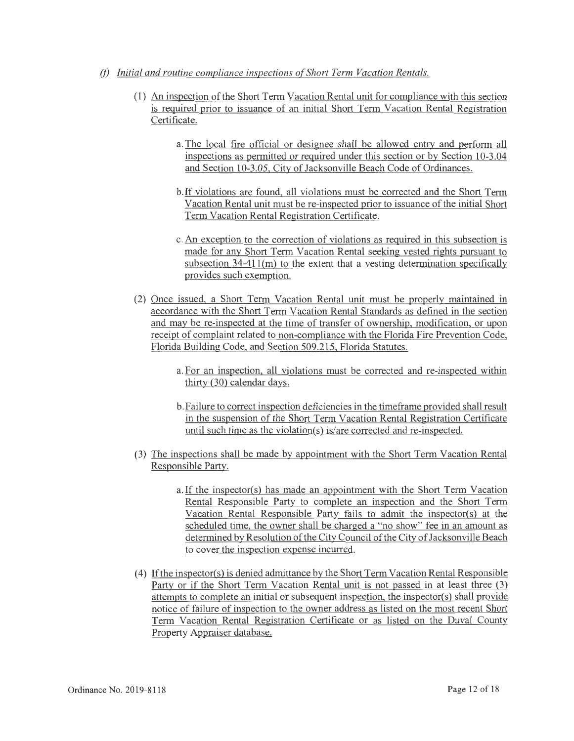*(f) Initial and routine compliance inspections of Short Term Vacation Rentals.*

(1) An inspection of the Short Term Vacation Rental unit for compliance with this section is required prior to issuance of an initial Short Term Vacation Rental Registration Certificate.

> a. The local fire official or designee shall be allowed entry and perform all inspections as permitted or required under this section or by Section 10-3.04 and Section 10-3.05, City of Jacksonville Beach Code of Ordinances.
>
> b. If violations are found, all violations must be corrected and the Short Term Vacation Rental unit must be re-inspected prior to issuance of the initial Short Term Vacation Rental Registration Certificate.
>
> c. An exception to the correction of violations as required in this subsection is made for any Short Term Vacation Rental seeking vested rights pursuant to subsection 34-411(m) to the extent that a vesting determination specifically provides such exemption.

(2) Once issued, a Short Term Vacation Rental unit must be properly maintained in accordance with the Short Term Vacation Rental Standards as defined in the section and may be re-inspected at the time of transfer of ownership, modification, or upon receipt of complaint related to non-compliance with the Florida Fire Prevention Code, Florida Building Code, and Section 509.215, Florida Statutes.

> a. For an inspection, all violations must be corrected and re-inspected within thirty (30) calendar days.
>
> b. Failure to correct inspection deficiencies in the timeframe provided shall result in the suspension of the Short Term Vacation Rental Registration Certificate until such time as the violation(s) is/are corrected and re-inspected.

(3) The inspections shall be made by appointment with the Short Term Vacation Rental Responsible Party.

> a. If the inspector(s) has made an appointment with the Short Term Vacation Rental Responsible Party to complete an inspection and the Short Term Vacation Rental Responsible Party fails to admit the inspector(s) at the scheduled time, the owner shall be charged a "no show" fee in an amount as determined by Resolution of the City Council of the City of Jacksonville Beach to cover the inspection expense incurred.

(4) If the inspector(s) is denied admittance by the Short Term Vacation Rental Responsible Party or if the Short Term Vacation Rental unit is not passed in at least three (3) attempts to complete an initial or subsequent inspection, the inspector(s) shall provide notice of failure of inspection to the owner address as listed on the most recent Short Term Vacation Rental Registration Certificate or as listed on the Duval County Property Appraiser database.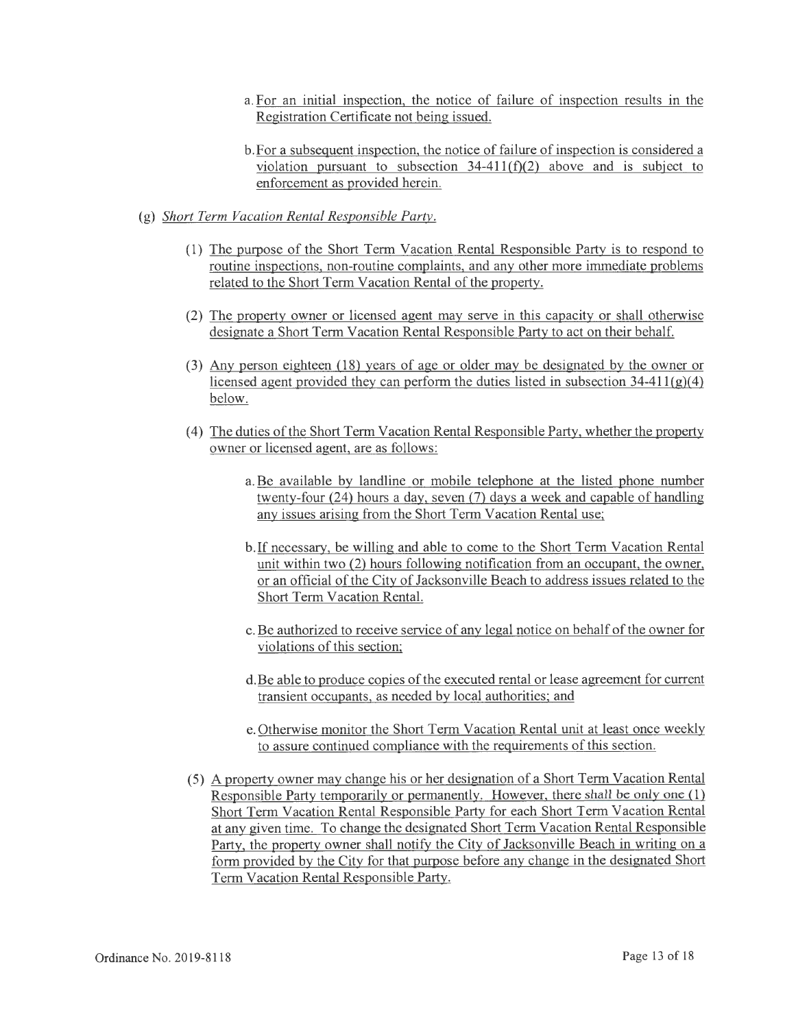a. For an initial inspection, the notice of failure of inspection results in the Registration Certificate not being issued.

b. For a subsequent inspection, the notice of failure of inspection is considered a violation pursuant to subsection 34-411(f)(2) above and is subject to enforcement as provided herein.

(g) *Short Term Vacation Rental Responsible Party.*

(1) The purpose of the Short Term Vacation Rental Responsible Party is to respond to routine inspections, non-routine complaints, and any other more immediate problems related to the Short Term Vacation Rental of the property.

(2) The property owner or licensed agent may serve in this capacity or shall otherwise designate a Short Term Vacation Rental Responsible Party to act on their behalf.

(3) Any person eighteen (18) years of age or older may be designated by the owner or licensed agent provided they can perform the duties listed in subsection 34-411(g)(4) below.

(4) The duties of the Short Term Vacation Rental Responsible Party, whether the property owner or licensed agent, are as follows:

a. Be available by landline or mobile telephone at the listed phone number twenty-four (24) hours a day, seven (7) days a week and capable of handling any issues arising from the Short Term Vacation Rental use;

b. If necessary, be willing and able to come to the Short Term Vacation Rental unit within two (2) hours following notification from an occupant, the owner, or an official of the City of Jacksonville Beach to address issues related to the Short Term Vacation Rental.

c. Be authorized to receive service of any legal notice on behalf of the owner for violations of this section;

d. Be able to produce copies of the executed rental or lease agreement for current transient occupants, as needed by local authorities; and

e. Otherwise monitor the Short Term Vacation Rental unit at least once weekly to assure continued compliance with the requirements of this section.

(5) A property owner may change his or her designation of a Short Term Vacation Rental Responsible Party temporarily or permanently. However, there shall be only one (1) Short Term Vacation Rental Responsible Party for each Short Term Vacation Rental at any given time. To change the designated Short Term Vacation Rental Responsible Party, the property owner shall notify the City of Jacksonville Beach in writing on a form provided by the City for that purpose before any change in the designated Short Term Vacation Rental Responsible Party.

Ordinance No. 2019-8118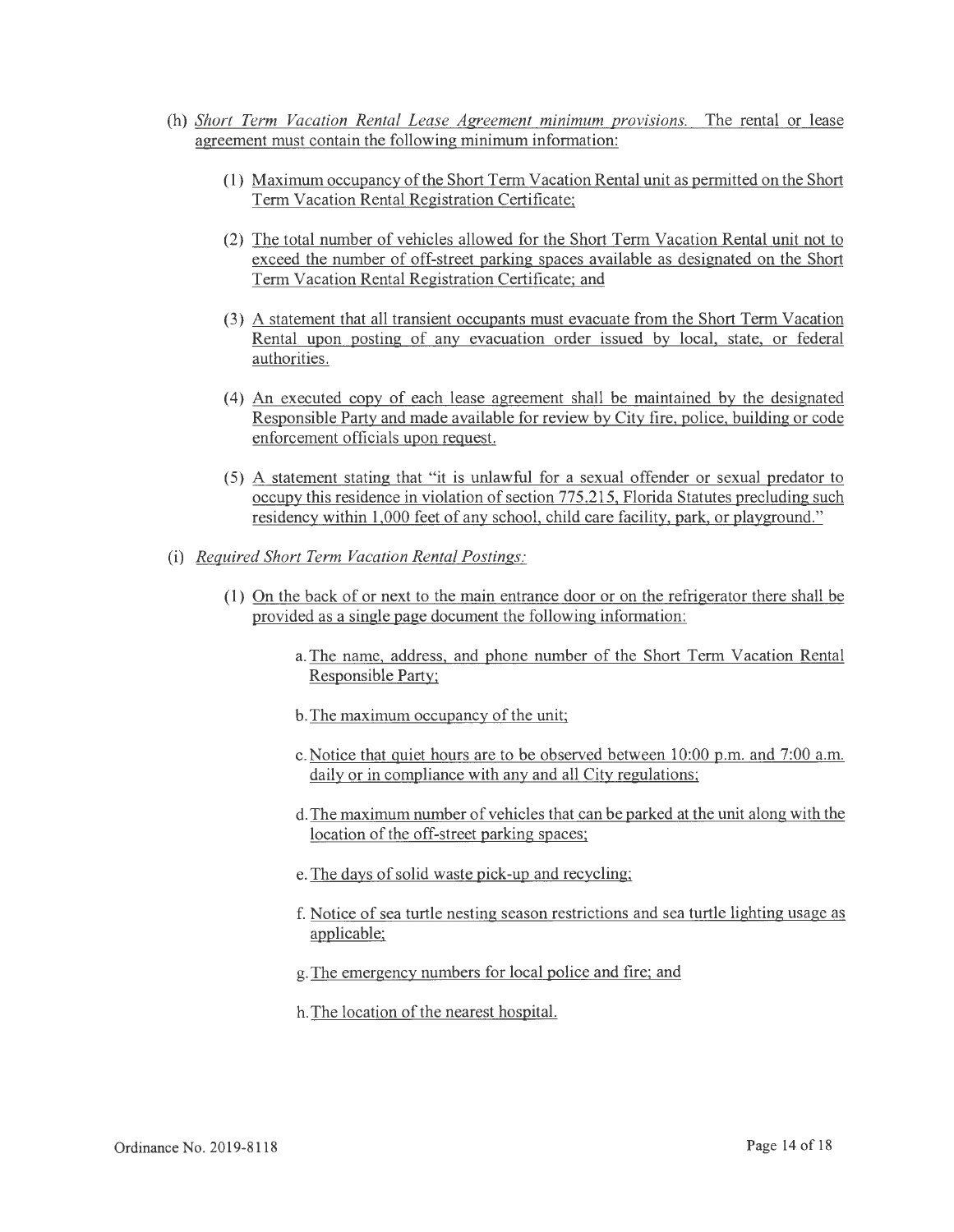(h) *Short Term Vacation Rental Lease Agreement minimum provisions.* The rental or lease agreement must contain the following minimum information:

(1) Maximum occupancy of the Short Term Vacation Rental unit as permitted on the Short Term Vacation Rental Registration Certificate;

(2) The total number of vehicles allowed for the Short Term Vacation Rental unit not to exceed the number of off-street parking spaces available as designated on the Short Term Vacation Rental Registration Certificate; and

(3) A statement that all transient occupants must evacuate from the Short Term Vacation Rental upon posting of any evacuation order issued by local, state, or federal authorities.

(4) An executed copy of each lease agreement shall be maintained by the designated Responsible Party and made available for review by City fire, police, building or code enforcement officials upon request.

(5) A statement stating that "it is unlawful for a sexual offender or sexual predator to occupy this residence in violation of section 775.215, Florida Statutes precluding such residency within 1,000 feet of any school, child care facility, park, or playground."

(i) *Required Short Term Vacation Rental Postings:*

(1) On the back of or next to the main entrance door or on the refrigerator there shall be provided as a single page document the following information:

a. The name, address, and phone number of the Short Term Vacation Rental Responsible Party;

b. The maximum occupancy of the unit;

c. Notice that quiet hours are to be observed between 10:00 p.m. and 7:00 a.m. daily or in compliance with any and all City regulations;

d. The maximum number of vehicles that can be parked at the unit along with the location of the off-street parking spaces;

e. The days of solid waste pick-up and recycling;

f. Notice of sea turtle nesting season restrictions and sea turtle lighting usage as applicable;

g. The emergency numbers for local police and fire; and

h. The location of the nearest hospital.

Ordinance No. 2019-8118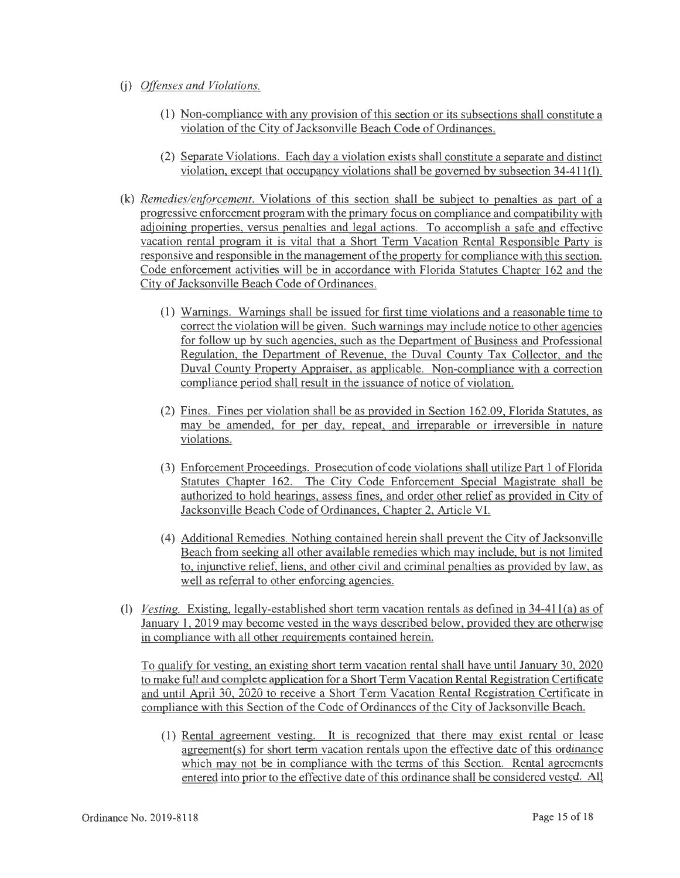(j) *Offenses and Violations.*

(1) Non-compliance with any provision of this section or its subsections shall constitute a violation of the City of Jacksonville Beach Code of Ordinances.

(2) Separate Violations. Each day a violation exists shall constitute a separate and distinct violation, except that occupancy violations shall be governed by subsection 34-411(l).

(k) *Remedies/enforcement.* Violations of this section shall be subject to penalties as part of a progressive enforcement program with the primary focus on compliance and compatibility with adjoining properties, versus penalties and legal actions. To accomplish a safe and effective vacation rental program it is vital that a Short Term Vacation Rental Responsible Party is responsive and responsible in the management of the property for compliance with this section. Code enforcement activities will be in accordance with Florida Statutes Chapter 162 and the City of Jacksonville Beach Code of Ordinances.

(1) Warnings. Warnings shall be issued for first time violations and a reasonable time to correct the violation will be given. Such warnings may include notice to other agencies for follow up by such agencies, such as the Department of Business and Professional Regulation, the Department of Revenue, the Duval County Tax Collector, and the Duval County Property Appraiser, as applicable. Non-compliance with a correction compliance period shall result in the issuance of notice of violation.

(2) Fines. Fines per violation shall be as provided in Section 162.09, Florida Statutes, as may be amended, for per day, repeat, and irreparable or irreversible in nature violations.

(3) Enforcement Proceedings. Prosecution of code violations shall utilize Part 1 of Florida Statutes Chapter 162. The City Code Enforcement Special Magistrate shall be authorized to hold hearings, assess fines, and order other relief as provided in City of Jacksonville Beach Code of Ordinances, Chapter 2, Article VI.

(4) Additional Remedies. Nothing contained herein shall prevent the City of Jacksonville Beach from seeking all other available remedies which may include, but is not limited to, injunctive relief, liens, and other civil and criminal penalties as provided by law, as well as referral to other enforcing agencies.

(l) *Vesting.* Existing, legally-established short term vacation rentals as defined in 34-411(a) as of January 1, 2019 may become vested in the ways described below, provided they are otherwise in compliance with all other requirements contained herein.

To qualify for vesting, an existing short term vacation rental shall have until January 30, 2020 to make full and complete application for a Short Term Vacation Rental Registration Certificate and until April 30, 2020 to receive a Short Term Vacation Rental Registration Certificate in compliance with this Section of the Code of Ordinances of the City of Jacksonville Beach.

(1) Rental agreement vesting. It is recognized that there may exist rental or lease agreement(s) for short term vacation rentals upon the effective date of this ordinance which may not be in compliance with the terms of this Section. Rental agreements entered into prior to the effective date of this ordinance shall be considered vested. All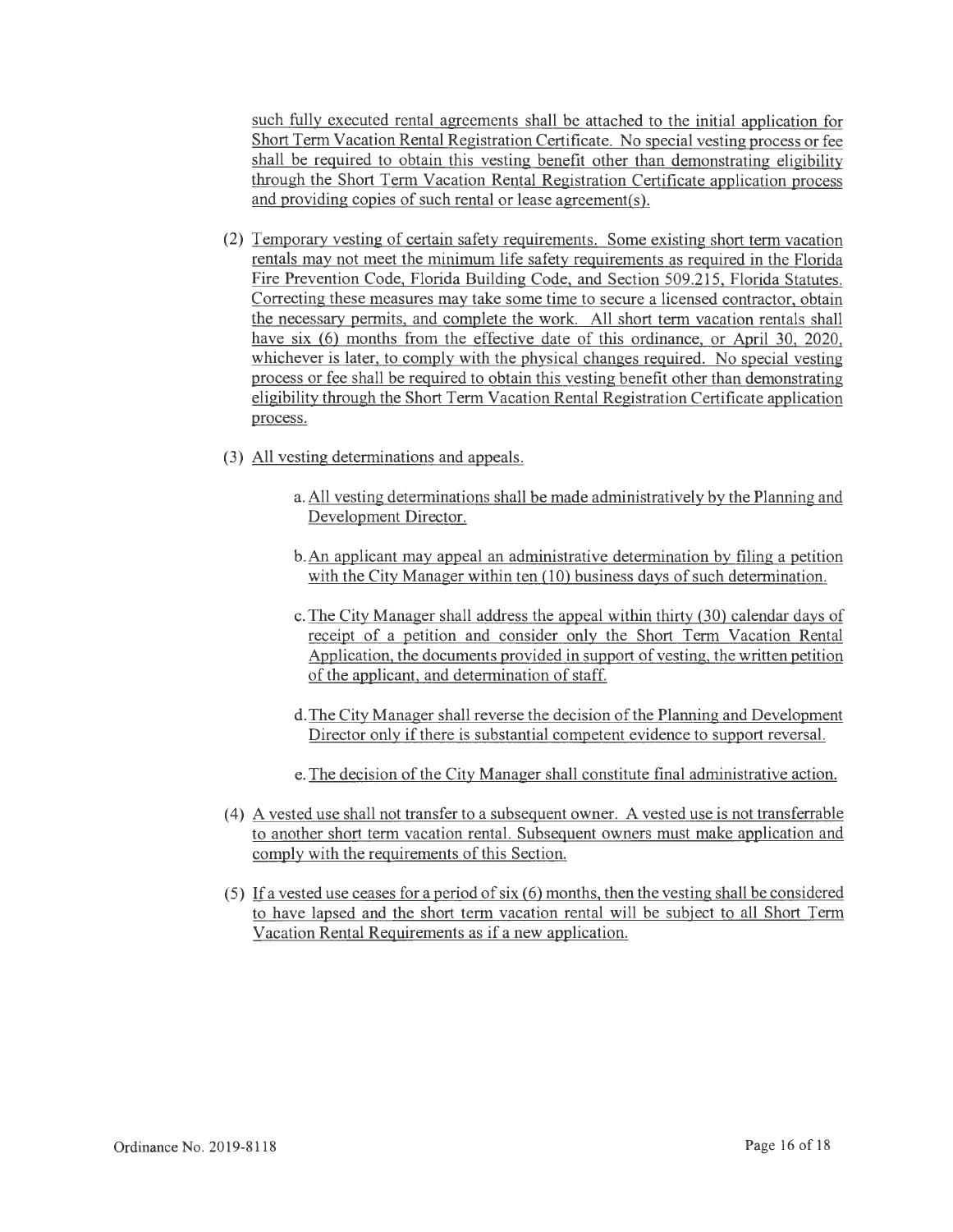such fully executed rental agreements shall be attached to the initial application for Short Term Vacation Rental Registration Certificate. No special vesting process or fee shall be required to obtain this vesting benefit other than demonstrating eligibility through the Short Term Vacation Rental Registration Certificate application process and providing copies of such rental or lease agreement(s).

(2) Temporary vesting of certain safety requirements. Some existing short term vacation rentals may not meet the minimum life safety requirements as required in the Florida Fire Prevention Code, Florida Building Code, and Section 509.215, Florida Statutes. Correcting these measures may take some time to secure a licensed contractor, obtain the necessary permits, and complete the work. All short term vacation rentals shall have six (6) months from the effective date of this ordinance, or April 30, 2020, whichever is later, to comply with the physical changes required. No special vesting process or fee shall be required to obtain this vesting benefit other than demonstrating eligibility through the Short Term Vacation Rental Registration Certificate application process.

(3) All vesting determinations and appeals.

a. All vesting determinations shall be made administratively by the Planning and Development Director.

b. An applicant may appeal an administrative determination by filing a petition with the City Manager within ten (10) business days of such determination.

c. The City Manager shall address the appeal within thirty (30) calendar days of receipt of a petition and consider only the Short Term Vacation Rental Application, the documents provided in support of vesting, the written petition of the applicant, and determination of staff.

d. The City Manager shall reverse the decision of the Planning and Development Director only if there is substantial competent evidence to support reversal.

e. The decision of the City Manager shall constitute final administrative action.

(4) A vested use shall not transfer to a subsequent owner. A vested use is not transferrable to another short term vacation rental. Subsequent owners must make application and comply with the requirements of this Section.

(5) If a vested use ceases for a period of six (6) months, then the vesting shall be considered to have lapsed and the short term vacation rental will be subject to all Short Term Vacation Rental Requirements as if a new application.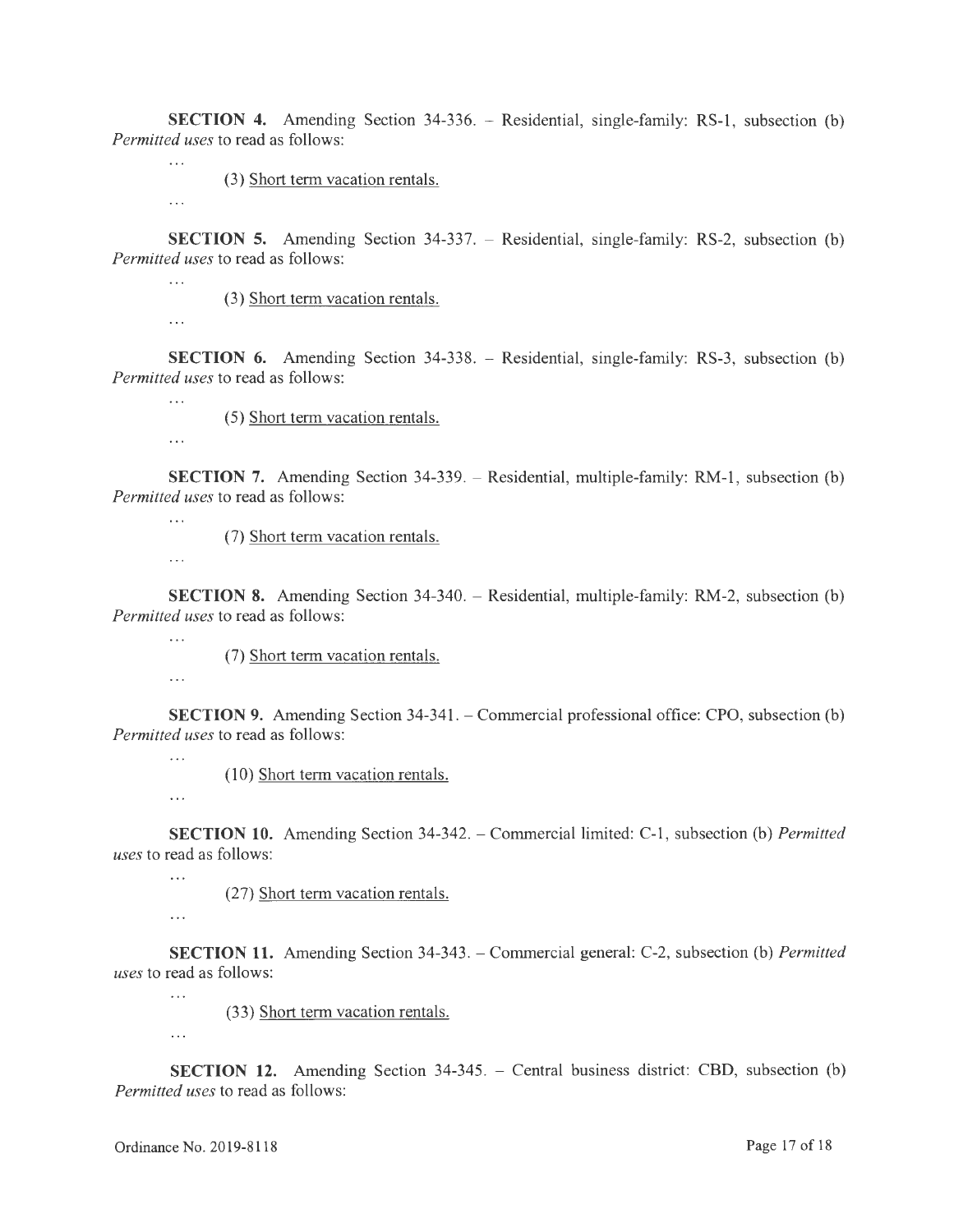**SECTION 4.** Amending Section 34-336. – Residential, single-family: RS-1, subsection (b) *Permitted uses* to read as follows:

...

(3) <u>Short term vacation rentals.</u>

...

**SECTION 5.** Amending Section 34-337. – Residential, single-family: RS-2, subsection (b) *Permitted uses* to read as follows:

...

(3) <u>Short term vacation rentals.</u>

...

**SECTION 6.** Amending Section 34-338. – Residential, single-family: RS-3, subsection (b) *Permitted uses* to read as follows:

...

(5) <u>Short term vacation rentals.</u>

...

**SECTION 7.** Amending Section 34-339. – Residential, multiple-family: RM-1, subsection (b) *Permitted uses* to read as follows:

...

(7) <u>Short term vacation rentals.</u>

...

**SECTION 8.** Amending Section 34-340. – Residential, multiple-family: RM-2, subsection (b) *Permitted uses* to read as follows:

...

(7) <u>Short term vacation rentals.</u>

...

**SECTION 9.** Amending Section 34-341. – Commercial professional office: CPO, subsection (b) *Permitted uses* to read as follows:

...

(10) <u>Short term vacation rentals.</u>

...

**SECTION 10.** Amending Section 34-342. – Commercial limited: C-1, subsection (b) *Permitted uses* to read as follows:

...

(27) <u>Short term vacation rentals.</u>

...

**SECTION 11.** Amending Section 34-343. – Commercial general: C-2, subsection (b) *Permitted uses* to read as follows:

...

(33) <u>Short term vacation rentals.</u>

...

**SECTION 12.** Amending Section 34-345. – Central business district: CBD, subsection (b) *Permitted uses* to read as follows:

Ordinance No. 2019-8118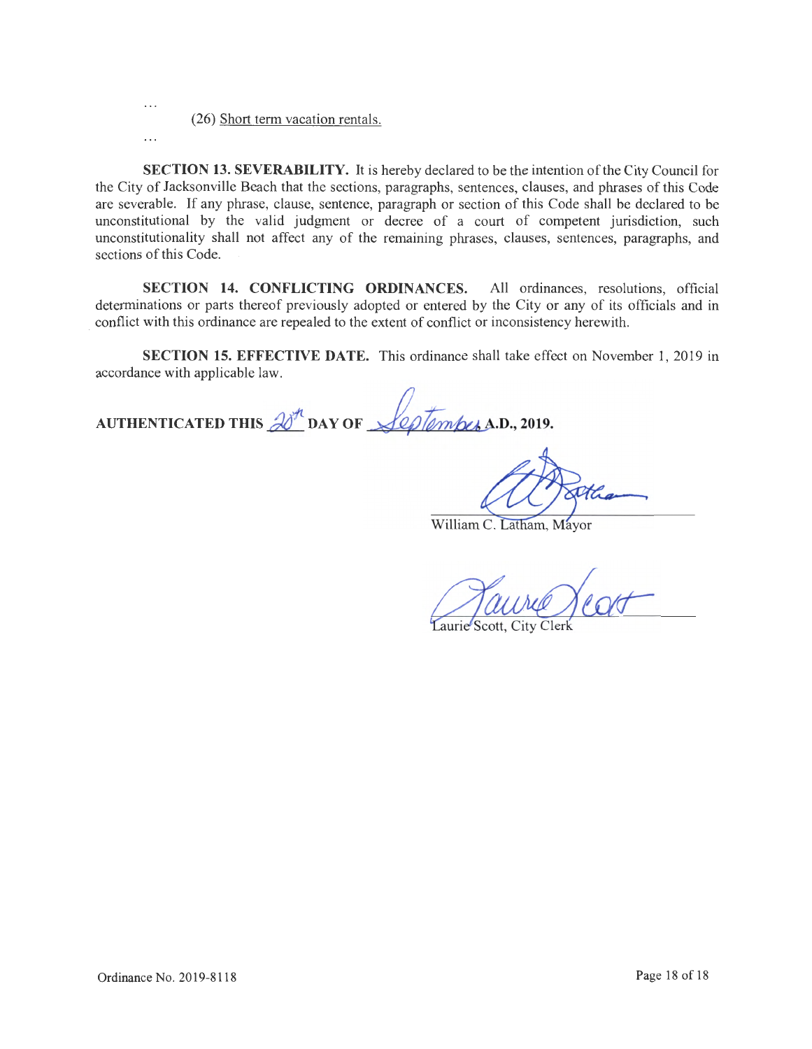...

(26) Short term vacation rentals.

...

**SECTION 13. SEVERABILITY.** It is hereby declared to be the intention of the City Council for the City of Jacksonville Beach that the sections, paragraphs, sentences, clauses, and phrases of this Code are severable. If any phrase, clause, sentence, paragraph or section of this Code shall be declared to be unconstitutional by the valid judgment or decree of a court of competent jurisdiction, such unconstitutionality shall not affect any of the remaining phrases, clauses, sentences, paragraphs, and sections of this Code.

**SECTION 14. CONFLICTING ORDINANCES.** All ordinances, resolutions, official determinations or parts thereof previously adopted or entered by the City or any of its officials and in conflict with this ordinance are repealed to the extent of conflict or inconsistency herewith.

**SECTION 15. EFFECTIVE DATE.** This ordinance shall take effect on November 1, 2019 in accordance with applicable law.

**AUTHENTICATED THIS** 20th **DAY OF** September **A.D., 2019.**

William C. Latham, Mayor

Laurie Scott, City Clerk

Ordinance No. 2019-8118